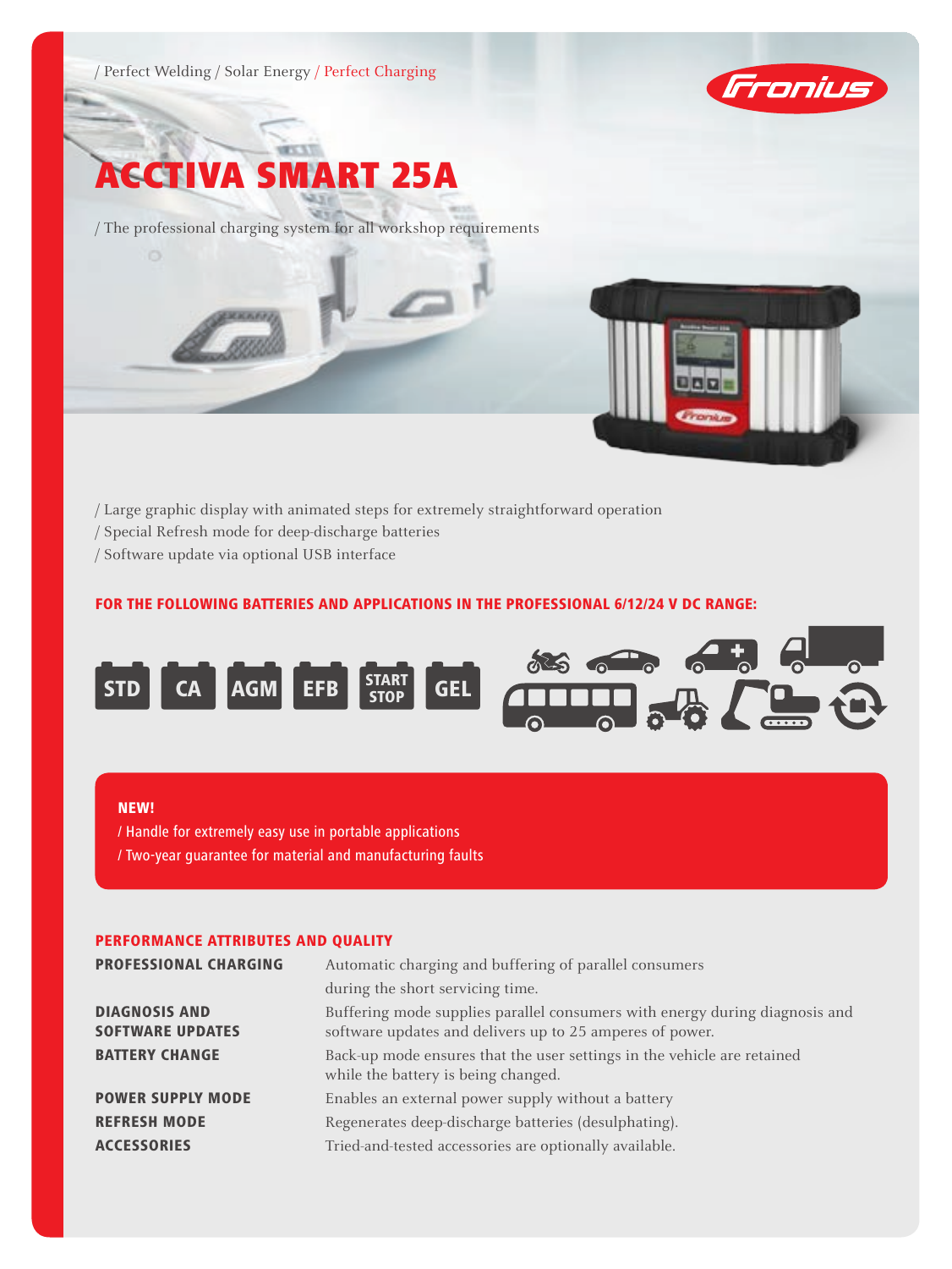/ Perfect Welding / Solar Energy / Perfect Charging

# ACCTIVA SMART 25A

/ The professional charging system for all workshop requirements

/ Large graphic display with animated steps for extremely straightforward operation
/ Special Refresh mode for deep-discharge batteries
/ Software update via optional USB interface

## FOR THE FOLLOWING BATTERIES AND APPLICATIONS IN THE PROFESSIONAL 6/12/24 V DC RANGE:

STD | CA | AGM | EFB | START STOP | GEL

**NEW!**
/ Handle for extremely easy use in portable applications
/ Two-year guarantee for material and manufacturing faults

## PERFORMANCE ATTRIBUTES AND QUALITY

| | |
|---|---|
| **PROFESSIONAL CHARGING** | Automatic charging and buffering of parallel consumers during the short servicing time. |
| **DIAGNOSIS AND SOFTWARE UPDATES** | Buffering mode supplies parallel consumers with energy during diagnosis and software updates and delivers up to 25 amperes of power. |
| **BATTERY CHANGE** | Back-up mode ensures that the user settings in the vehicle are retained while the battery is being changed. |
| **POWER SUPPLY MODE** | Enables an external power supply without a battery |
| **REFRESH MODE** | Regenerates deep-discharge batteries (desulphating). |
| **ACCESSORIES** | Tried-and-tested accessories are optionally available. |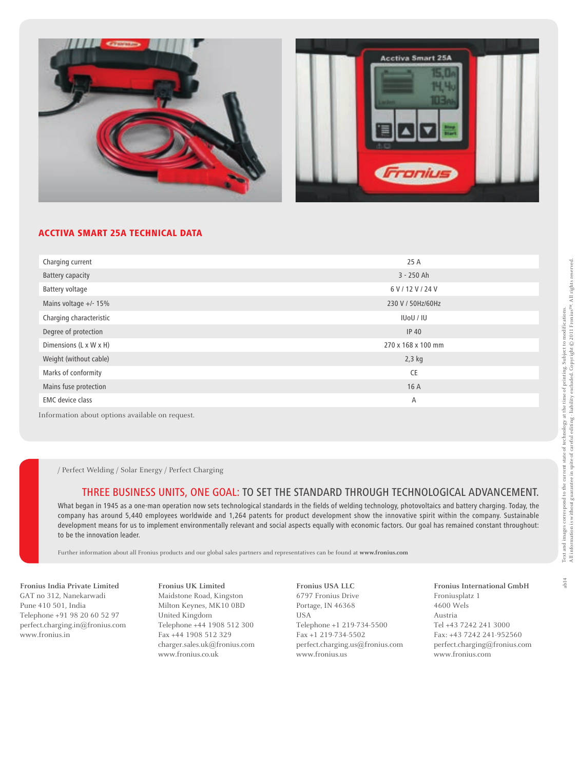## ACCTIVA SMART 25A TECHNICAL DATA

| | |
|---|---|
| Charging current | 25 A |
| Battery capacity | 3 - 250 Ah |
| Battery voltage | 6 V / 12 V / 24 V |
| Mains voltage +/- 15% | 230 V / 50Hz/60Hz |
| Charging characteristic | IUoU / IU |
| Degree of protection | IP 40 |
| Dimensions (L x W x H) | 270 x 168 x 100 mm |
| Weight (without cable) | 2,3 kg |
| Marks of conformity | CE |
| Mains fuse protection | 16 A |
| EMC device class | A |

Information about options available on request.

/ Perfect Welding / Solar Energy / Perfect Charging

## THREE BUSINESS UNITS, ONE GOAL: TO SET THE STANDARD THROUGH TECHNOLOGICAL ADVANCEMENT.

What began in 1945 as a one-man operation now sets technological standards in the fields of welding technology, photovoltaics and battery charging. Today, the company has around 5,440 employees worldwide and 1,264 patents for product development show the innovative spirit within the company. Sustainable development means for us to implement environmentally relevant and social aspects equally with economic factors. Our goal has remained constant throughout: to be the innovation leader.

Further information about all Fronius products and our global sales partners and representatives can be found at **www.fronius.com**

**Fronius India Private Limited**
GAT no 312, Nanekarwadi
Pune 410 501, India
Telephone +91 98 20 60 52 97
perfect.charging.in@fronius.com
www.fronius.in

**Fronius UK Limited**
Maidstone Road, Kingston
Milton Keynes, MK10 0BD
United Kingdom
Telephone +44 1908 512 300
Fax +44 1908 512 329
charger.sales.uk@fronius.com
www.fronius.co.uk

**Fronius USA LLC**
6797 Fronius Drive
Portage, IN 46368
USA
Telephone +1 219-734-5500
Fax +1 219-734-5502
perfect.charging.us@fronius.com
www.fronius.us

**Fronius International GmbH**
Froniusplatz 1
4600 Wels
Austria
Tel +43 7242 241 3000
Fax: +43 7242 241-952560
perfect.charging@fronius.com
www.fronius.com

Text and images correspond to the current state of technology at the time of printing. Subject to modifications.
All information is without guarantee in spite of careful editing - liability excluded. Copyright © 2011 Fronius™. All rights reserved.

ab14